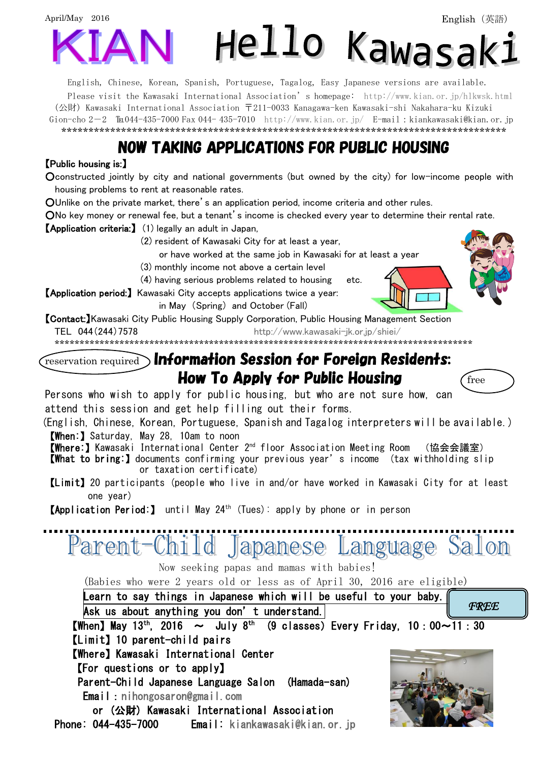April/May 2016

English（英語）

# KIAN Hello Kawasaki

English, Chinese, Korean, Spanish, Portuguese, Tagalog, Easy Japanese versions are available.

Please visit the Kawasaki International Association's homepage: http://www.kian.or.jp/hlkwsk.html

（公財）Kawasaki International Association 〒211-0033 Kanagawa-ken Kawasaki-shi Nakahara-ku Kizuki Gion-cho 2－2 ℡044-435-7000 Fax 044- 435-7010 http://www.kian.or.jp/ E-mail：kiankawasaki@kian.or.jp

## NOW TAKING APPLICATIONS FOR PUBLIC HOUSING

**【Public housing is:】**

- ○constructed jointly by city and national governments (but owned by the city) for low-income people with housing problems to rent at reasonable rates.
- ○Unlike on the private market, there's an application period, income criteria and other rules.
- ○No key money or renewal fee, but a tenant's income is checked every year to determine their rental rate.

**【Application criteria:】**
(1) legally an adult in Japan,
(2) resident of Kawasaki City for at least a year, or have worked at the same job in Kawasaki for at least a year
(3) monthly income not above a certain level
(4) having serious problems related to housing etc.

**【Application period:】** Kawasaki City accepts applications twice a year: in May (Spring) and October (Fall)

**【Contact:】** Kawasaki City Public Housing Supply Corporation, Public Housing Management Section
TEL 044(244)7578 http://www.kawasaki-jk.or.jp/shiei/

## Information Session for Foreign Residents: How To Apply for Public Housing

(reservation required) (free)

Persons who wish to apply for public housing, but who are not sure how, can attend this session and get help filling out their forms.

(English, Chinese, Korean, Portuguese, Spanish and Tagalog interpreters will be available.)

**【When:】** Saturday, May 28, 10am to noon

**【Where:】** Kawasaki International Center 2nd floor Association Meeting Room （協会会議室）

**【What to bring:】** documents confirming your previous year's income (tax withholding slip or taxation certificate)

**【Limit】** 20 participants (people who live in and/or have worked in Kawasaki City for at least one year)

**【Application Period:】** until May 24th (Tue): apply by phone or in person

## Parent-Child Japanese Language Salon

Now seeking papas and mamas with babies!

(Babies who were 2 years old or less as of April 30, 2016 are eligible)

Learn to say things in Japanese which will be useful to your baby.
Ask us about anything you don't understand.

*FREE*

**【When】** May 13th, 2016 ～ July 8th (9 classes) Every Friday, 10：00～11：30

**【Limit】** 10 parent-child pairs

**【Where】** Kawasaki International Center

**【For questions or to apply】**
Parent-Child Japanese Language Salon (Hamada-san)
Email：nihongosaron@gmail.com
or （公財）Kawasaki International Association
Phone: 044-435-7000 Email: kiankawasaki@kian.or.jp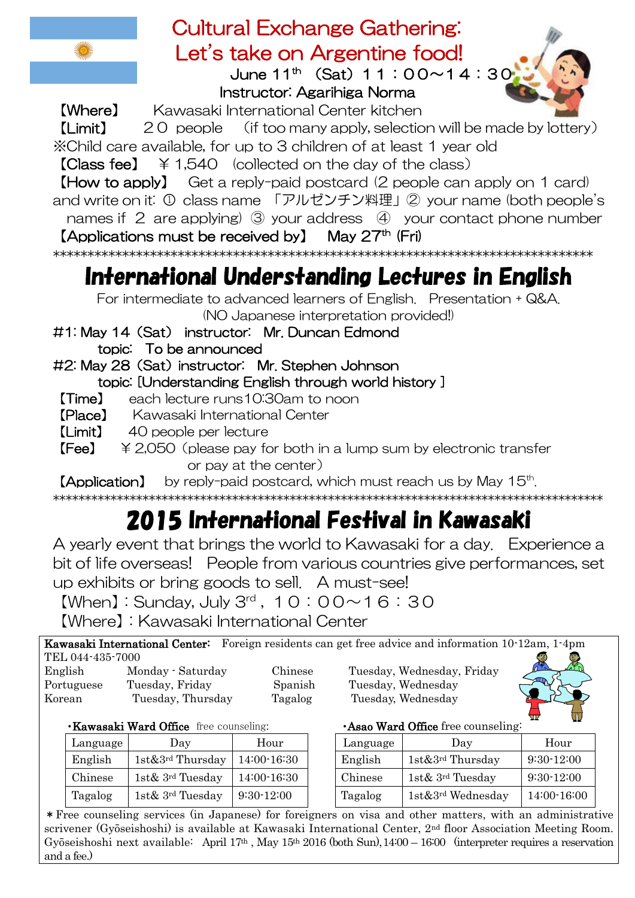# Cultural Exchange Gathering: Let's take on Argentine food!

June 11th （Sat） １１：００～１４：３０

Instructor: Agarihiga Norma

【Where】 Kawasaki International Center kitchen

【Limit】 ２０ people （if too many apply, selection will be made by lottery）

※Child care available, for up to 3 children of at least 1 year old

【Class fee】 ￥1,540 (collected on the day of the class)

【How to apply】 Get a reply-paid postcard (2 people can apply on 1 card) and write on it: ① class name 「アルゼンチン料理」② your name (both people's names if 2 are applying) ③ your address ④ your contact phone number

【Applications must be received by】 May 27th (Fri)

****************************************************************************

# International Understanding Lectures in English

For intermediate to advanced learners of English. Presentation + Q&A.
(NO Japanese interpretation provided!)

#1: May 14（Sat） instructor: Mr. Duncan Edmond
topic: To be announced

#2: May 28（Sat）instructor: Mr. Stephen Johnson
topic: [Understanding English through world history ]

【Time】 each lecture runs10:30am to noon

【Place】 Kawasaki International Center

【Limit】 40 people per lecture

【Fee】 ￥2,050（please pay for both in a lump sum by electronic transfer or pay at the center）

【Application】 by reply-paid postcard, which must reach us by May 15th.

****************************************************************************

# 2015 International Festival in Kawasaki

A yearly event that brings the world to Kawasaki for a day. Experience a bit of life overseas! People from various countries give performances, set up exhibits or bring goods to sell. A must-see!

【When】: Sunday, July 3rd, １０：００～１６：３０

【Where】: Kawasaki International Center

**Kawasaki International Center:** Foreign residents can get free advice and information 10-12am, 1-4pm
TEL 044-435-7000

| | | | |
|---|---|---|---|
| English | Monday - Saturday | Chinese | Tuesday, Wednesday, Friday |
| Portuguese | Tuesday, Friday | Spanish | Tuesday, Wednesday |
| Korean | Tuesday, Thursday | Tagalog | Tuesday, Wednesday |

・**Kawasaki Ward Office** free counseling:

| Language | Day | Hour |
|---|---|---|
| English | 1st&3rd Thursday | 14:00-16:30 |
| Chinese | 1st& 3rd Tuesday | 14:00-16:30 |
| Tagalog | 1st& 3rd Tuesday | 9:30-12:00 |

・**Asao Ward Office** free counseling:

| Language | Day | Hour |
|---|---|---|
| English | 1st&3rd Thursday | 9:30-12:00 |
| Chinese | 1st& 3rd Tuesday | 9:30-12:00 |
| Tagalog | 1st&3rd Wednesday | 14:00-16:00 |

＊Free counseling services (in Japanese) for foreigners on visa and other matters, with an administrative scrivener (Gyōseishoshi) is available at Kawasaki International Center, 2nd floor Association Meeting Room. Gyōseishoshi next available: April 17th, May 15th 2016 (both Sun), 14:00 – 16:00 (interpreter requires a reservation and a fee.)